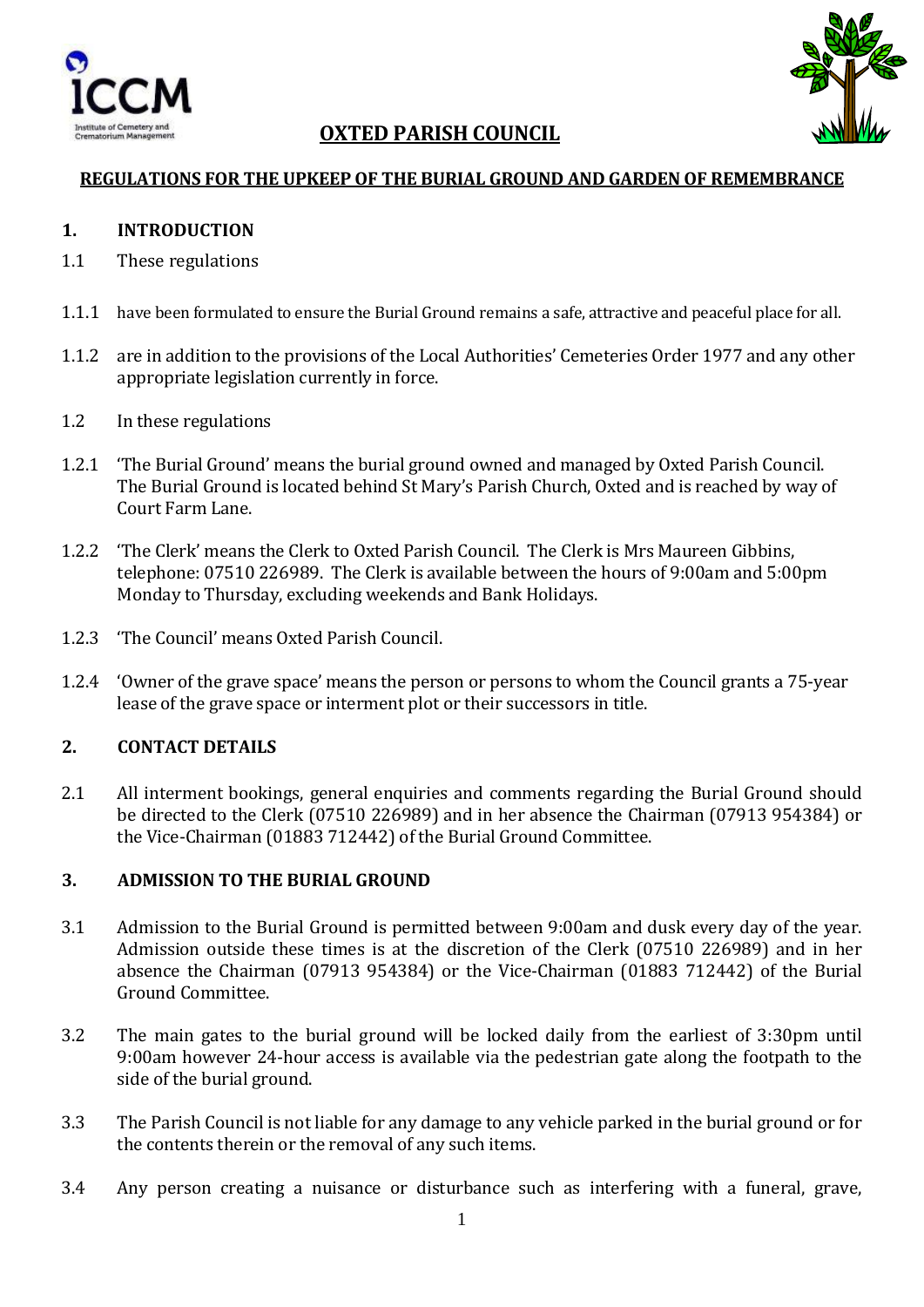# OXTED PARISH COUNCIL

## REGULATIONS FOR THE UPKEEP OF THE BURIAL GROUND AND GARDEN OF REMEMBRANCE

### 1. INTRODUCTION

1.1 These regulations

1.1.1 have been formulated to ensure the Burial Ground remains a safe, attractive and peaceful place for all.

1.1.2 are in addition to the provisions of the Local Authorities' Cemeteries Order 1977 and any other appropriate legislation currently in force.

1.2 In these regulations

1.2.1 'The Burial Ground' means the burial ground owned and managed by Oxted Parish Council. The Burial Ground is located behind St Mary's Parish Church, Oxted and is reached by way of Court Farm Lane.

1.2.2 'The Clerk' means the Clerk to Oxted Parish Council. The Clerk is Mrs Maureen Gibbins, telephone: 07510 226989. The Clerk is available between the hours of 9:00am and 5:00pm Monday to Thursday, excluding weekends and Bank Holidays.

1.2.3 'The Council' means Oxted Parish Council.

1.2.4 'Owner of the grave space' means the person or persons to whom the Council grants a 75-year lease of the grave space or interment plot or their successors in title.

### 2. CONTACT DETAILS

2.1 All interment bookings, general enquiries and comments regarding the Burial Ground should be directed to the Clerk (07510 226989) and in her absence the Chairman (07913 954384) or the Vice-Chairman (01883 712442) of the Burial Ground Committee.

### 3. ADMISSION TO THE BURIAL GROUND

3.1 Admission to the Burial Ground is permitted between 9:00am and dusk every day of the year. Admission outside these times is at the discretion of the Clerk (07510 226989) and in her absence the Chairman (07913 954384) or the Vice-Chairman (01883 712442) of the Burial Ground Committee.

3.2 The main gates to the burial ground will be locked daily from the earliest of 3:30pm until 9:00am however 24-hour access is available via the pedestrian gate along the footpath to the side of the burial ground.

3.3 The Parish Council is not liable for any damage to any vehicle parked in the burial ground or for the contents therein or the removal of any such items.

3.4 Any person creating a nuisance or disturbance such as interfering with a funeral, grave,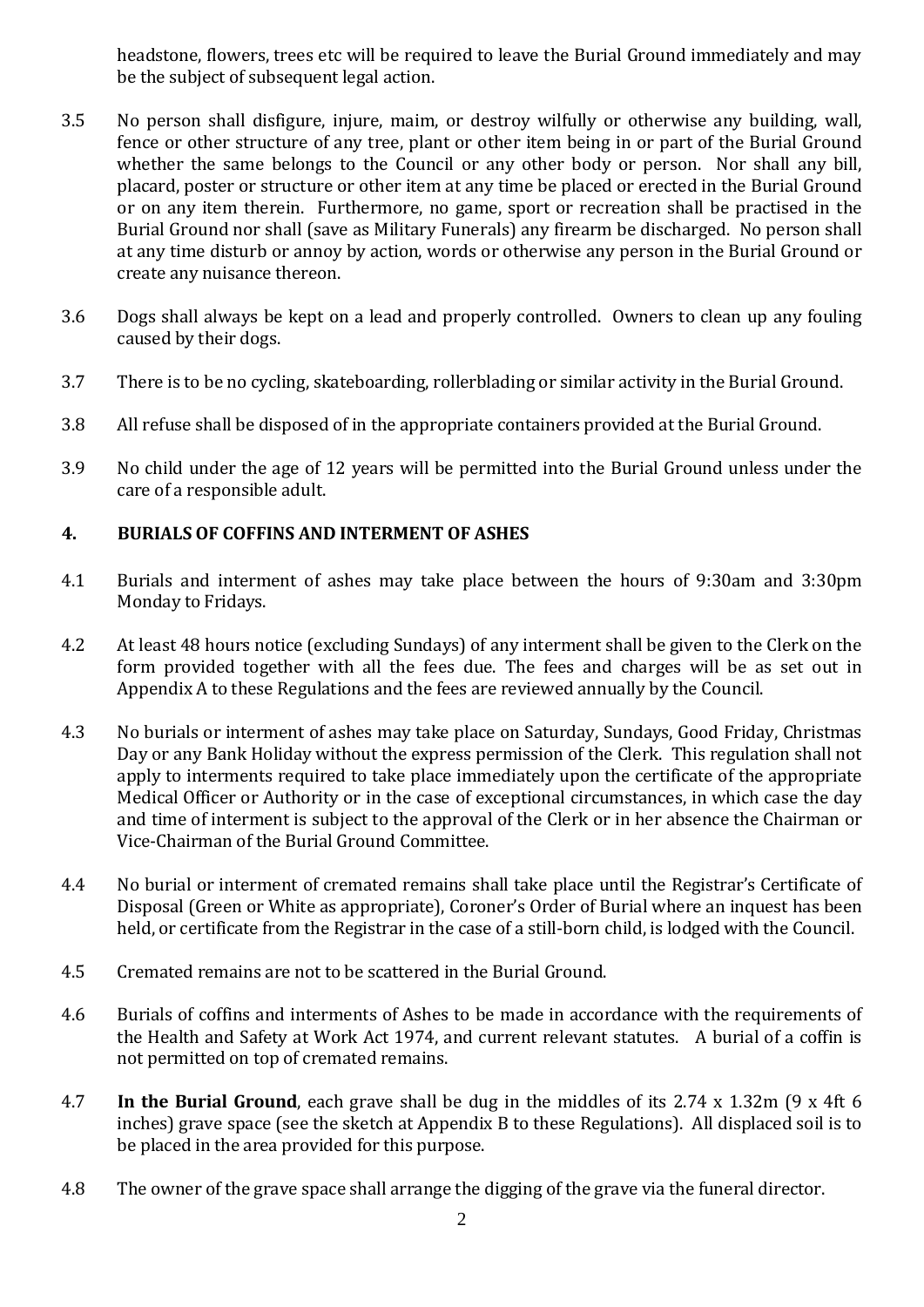headstone, flowers, trees etc will be required to leave the Burial Ground immediately and may be the subject of subsequent legal action.

3.5 No person shall disfigure, injure, maim, or destroy wilfully or otherwise any building, wall, fence or other structure of any tree, plant or other item being in or part of the Burial Ground whether the same belongs to the Council or any other body or person. Nor shall any bill, placard, poster or structure or other item at any time be placed or erected in the Burial Ground or on any item therein. Furthermore, no game, sport or recreation shall be practised in the Burial Ground nor shall (save as Military Funerals) any firearm be discharged. No person shall at any time disturb or annoy by action, words or otherwise any person in the Burial Ground or create any nuisance thereon.

3.6 Dogs shall always be kept on a lead and properly controlled. Owners to clean up any fouling caused by their dogs.

3.7 There is to be no cycling, skateboarding, rollerblading or similar activity in the Burial Ground.

3.8 All refuse shall be disposed of in the appropriate containers provided at the Burial Ground.

3.9 No child under the age of 12 years will be permitted into the Burial Ground unless under the care of a responsible adult.

## 4. BURIALS OF COFFINS AND INTERMENT OF ASHES

4.1 Burials and interment of ashes may take place between the hours of 9:30am and 3:30pm Monday to Fridays.

4.2 At least 48 hours notice (excluding Sundays) of any interment shall be given to the Clerk on the form provided together with all the fees due. The fees and charges will be as set out in Appendix A to these Regulations and the fees are reviewed annually by the Council.

4.3 No burials or interment of ashes may take place on Saturday, Sundays, Good Friday, Christmas Day or any Bank Holiday without the express permission of the Clerk. This regulation shall not apply to interments required to take place immediately upon the certificate of the appropriate Medical Officer or Authority or in the case of exceptional circumstances, in which case the day and time of interment is subject to the approval of the Clerk or in her absence the Chairman or Vice-Chairman of the Burial Ground Committee.

4.4 No burial or interment of cremated remains shall take place until the Registrar's Certificate of Disposal (Green or White as appropriate), Coroner's Order of Burial where an inquest has been held, or certificate from the Registrar in the case of a still-born child, is lodged with the Council.

4.5 Cremated remains are not to be scattered in the Burial Ground.

4.6 Burials of coffins and interments of Ashes to be made in accordance with the requirements of the Health and Safety at Work Act 1974, and current relevant statutes. A burial of a coffin is not permitted on top of cremated remains.

4.7 **In the Burial Ground**, each grave shall be dug in the middles of its 2.74 x 1.32m (9 x 4ft 6 inches) grave space (see the sketch at Appendix B to these Regulations). All displaced soil is to be placed in the area provided for this purpose.

4.8 The owner of the grave space shall arrange the digging of the grave via the funeral director.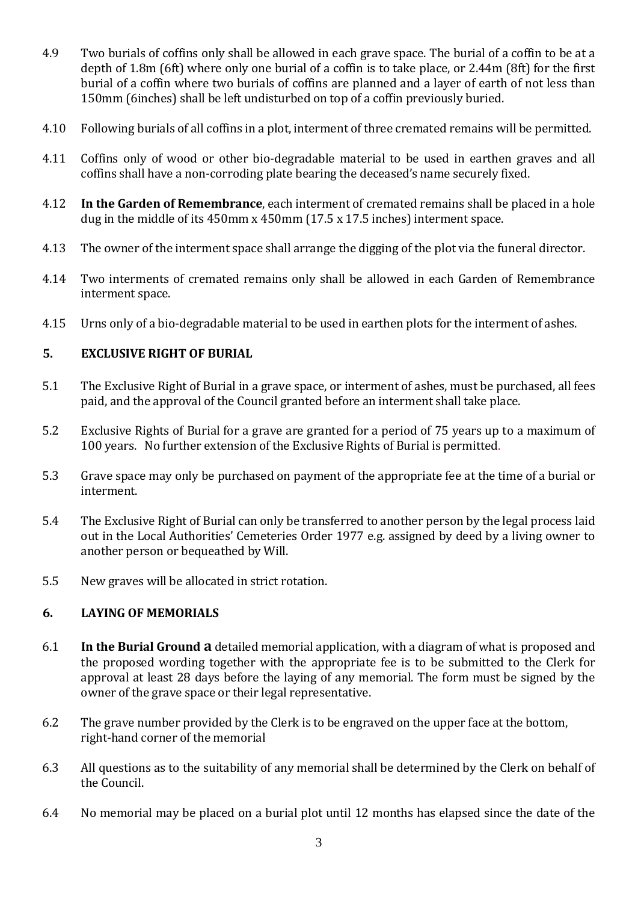4.9 Two burials of coffins only shall be allowed in each grave space. The burial of a coffin to be at a depth of 1.8m (6ft) where only one burial of a coffin is to take place, or 2.44m (8ft) for the first burial of a coffin where two burials of coffins are planned and a layer of earth of not less than 150mm (6inches) shall be left undisturbed on top of a coffin previously buried.

4.10 Following burials of all coffins in a plot, interment of three cremated remains will be permitted.

4.11 Coffins only of wood or other bio-degradable material to be used in earthen graves and all coffins shall have a non-corroding plate bearing the deceased's name securely fixed.

4.12 **In the Garden of Remembrance**, each interment of cremated remains shall be placed in a hole dug in the middle of its 450mm x 450mm (17.5 x 17.5 inches) interment space.

4.13 The owner of the interment space shall arrange the digging of the plot via the funeral director.

4.14 Two interments of cremated remains only shall be allowed in each Garden of Remembrance interment space.

4.15 Urns only of a bio-degradable material to be used in earthen plots for the interment of ashes.

## 5. EXCLUSIVE RIGHT OF BURIAL

5.1 The Exclusive Right of Burial in a grave space, or interment of ashes, must be purchased, all fees paid, and the approval of the Council granted before an interment shall take place.

5.2 Exclusive Rights of Burial for a grave are granted for a period of 75 years up to a maximum of 100 years. No further extension of the Exclusive Rights of Burial is permitted.

5.3 Grave space may only be purchased on payment of the appropriate fee at the time of a burial or interment.

5.4 The Exclusive Right of Burial can only be transferred to another person by the legal process laid out in the Local Authorities' Cemeteries Order 1977 e.g. assigned by deed by a living owner to another person or bequeathed by Will.

5.5 New graves will be allocated in strict rotation.

## 6. LAYING OF MEMORIALS

6.1 **In the Burial Ground a** detailed memorial application, with a diagram of what is proposed and the proposed wording together with the appropriate fee is to be submitted to the Clerk for approval at least 28 days before the laying of any memorial. The form must be signed by the owner of the grave space or their legal representative.

6.2 The grave number provided by the Clerk is to be engraved on the upper face at the bottom, right-hand corner of the memorial

6.3 All questions as to the suitability of any memorial shall be determined by the Clerk on behalf of the Council.

6.4 No memorial may be placed on a burial plot until 12 months has elapsed since the date of the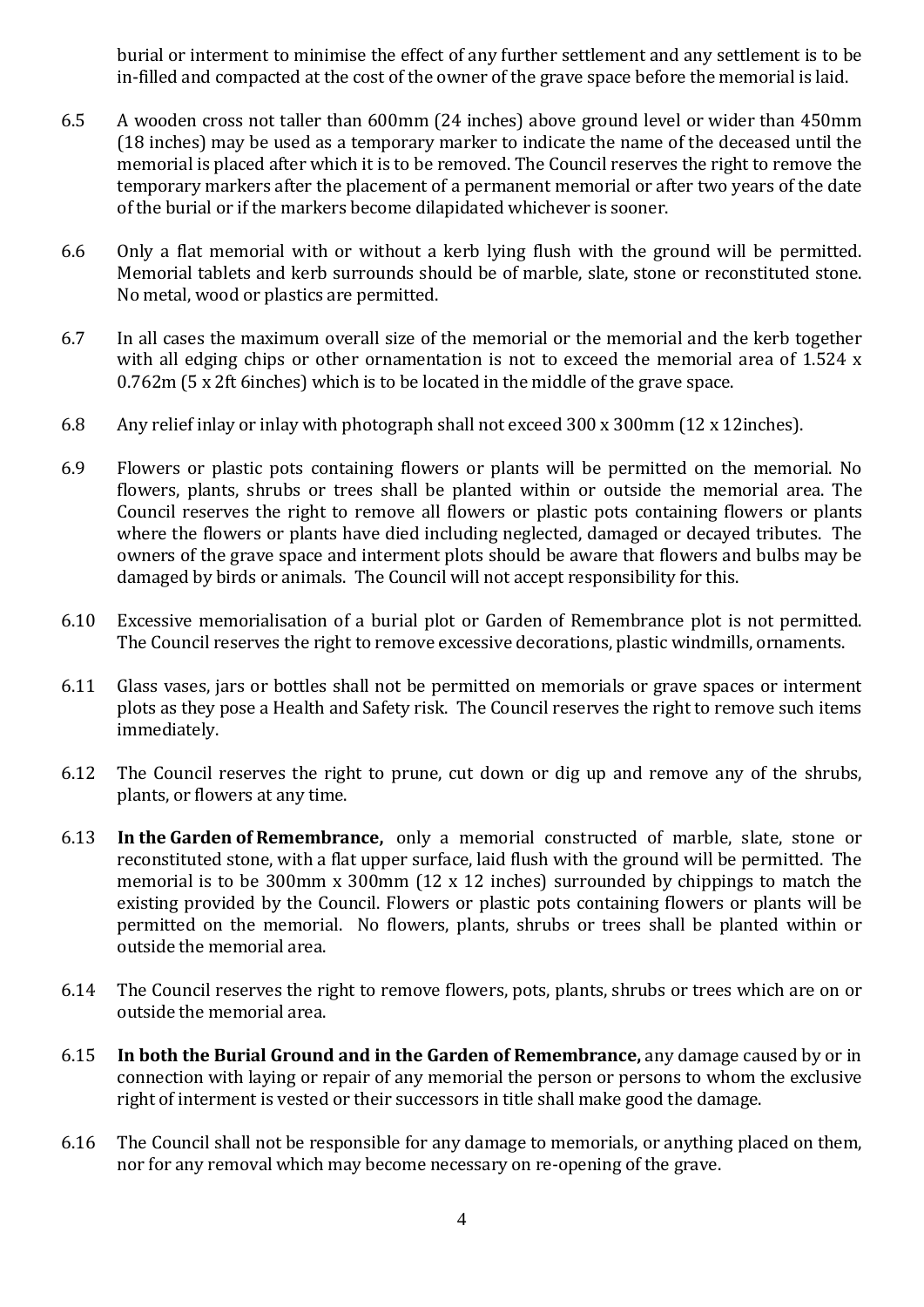burial or interment to minimise the effect of any further settlement and any settlement is to be in-filled and compacted at the cost of the owner of the grave space before the memorial is laid.

6.5 A wooden cross not taller than 600mm (24 inches) above ground level or wider than 450mm (18 inches) may be used as a temporary marker to indicate the name of the deceased until the memorial is placed after which it is to be removed. The Council reserves the right to remove the temporary markers after the placement of a permanent memorial or after two years of the date of the burial or if the markers become dilapidated whichever is sooner.

6.6 Only a flat memorial with or without a kerb lying flush with the ground will be permitted. Memorial tablets and kerb surrounds should be of marble, slate, stone or reconstituted stone. No metal, wood or plastics are permitted.

6.7 In all cases the maximum overall size of the memorial or the memorial and the kerb together with all edging chips or other ornamentation is not to exceed the memorial area of 1.524 x 0.762m (5 x 2ft 6inches) which is to be located in the middle of the grave space.

6.8 Any relief inlay or inlay with photograph shall not exceed 300 x 300mm (12 x 12inches).

6.9 Flowers or plastic pots containing flowers or plants will be permitted on the memorial. No flowers, plants, shrubs or trees shall be planted within or outside the memorial area. The Council reserves the right to remove all flowers or plastic pots containing flowers or plants where the flowers or plants have died including neglected, damaged or decayed tributes. The owners of the grave space and interment plots should be aware that flowers and bulbs may be damaged by birds or animals. The Council will not accept responsibility for this.

6.10 Excessive memorialisation of a burial plot or Garden of Remembrance plot is not permitted. The Council reserves the right to remove excessive decorations, plastic windmills, ornaments.

6.11 Glass vases, jars or bottles shall not be permitted on memorials or grave spaces or interment plots as they pose a Health and Safety risk. The Council reserves the right to remove such items immediately.

6.12 The Council reserves the right to prune, cut down or dig up and remove any of the shrubs, plants, or flowers at any time.

6.13 **In the Garden of Remembrance,** only a memorial constructed of marble, slate, stone or reconstituted stone, with a flat upper surface, laid flush with the ground will be permitted. The memorial is to be 300mm x 300mm (12 x 12 inches) surrounded by chippings to match the existing provided by the Council. Flowers or plastic pots containing flowers or plants will be permitted on the memorial. No flowers, plants, shrubs or trees shall be planted within or outside the memorial area.

6.14 The Council reserves the right to remove flowers, pots, plants, shrubs or trees which are on or outside the memorial area.

6.15 **In both the Burial Ground and in the Garden of Remembrance,** any damage caused by or in connection with laying or repair of any memorial the person or persons to whom the exclusive right of interment is vested or their successors in title shall make good the damage.

6.16 The Council shall not be responsible for any damage to memorials, or anything placed on them, nor for any removal which may become necessary on re-opening of the grave.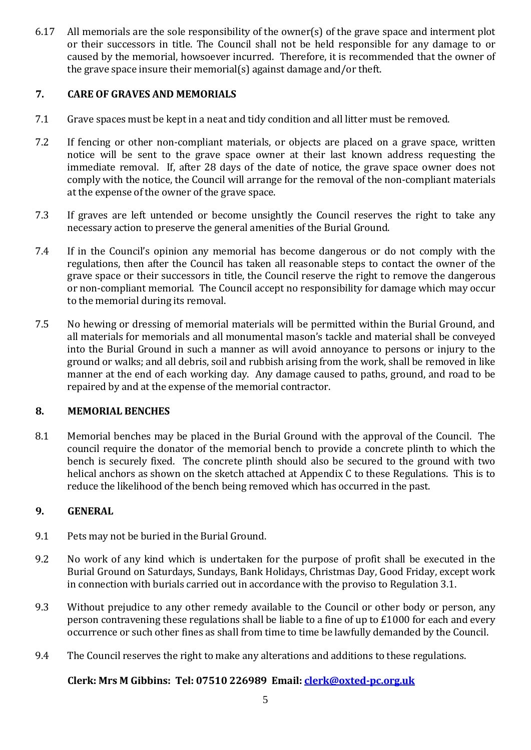6.17 All memorials are the sole responsibility of the owner(s) of the grave space and interment plot or their successors in title. The Council shall not be held responsible for any damage to or caused by the memorial, howsoever incurred. Therefore, it is recommended that the owner of the grave space insure their memorial(s) against damage and/or theft.

## 7. CARE OF GRAVES AND MEMORIALS

7.1 Grave spaces must be kept in a neat and tidy condition and all litter must be removed.

7.2 If fencing or other non-compliant materials, or objects are placed on a grave space, written notice will be sent to the grave space owner at their last known address requesting the immediate removal. If, after 28 days of the date of notice, the grave space owner does not comply with the notice, the Council will arrange for the removal of the non-compliant materials at the expense of the owner of the grave space.

7.3 If graves are left untended or become unsightly the Council reserves the right to take any necessary action to preserve the general amenities of the Burial Ground.

7.4 If in the Council's opinion any memorial has become dangerous or do not comply with the regulations, then after the Council has taken all reasonable steps to contact the owner of the grave space or their successors in title, the Council reserve the right to remove the dangerous or non-compliant memorial. The Council accept no responsibility for damage which may occur to the memorial during its removal.

7.5 No hewing or dressing of memorial materials will be permitted within the Burial Ground, and all materials for memorials and all monumental mason's tackle and material shall be conveyed into the Burial Ground in such a manner as will avoid annoyance to persons or injury to the ground or walks; and all debris, soil and rubbish arising from the work, shall be removed in like manner at the end of each working day. Any damage caused to paths, ground, and road to be repaired by and at the expense of the memorial contractor.

## 8. MEMORIAL BENCHES

8.1 Memorial benches may be placed in the Burial Ground with the approval of the Council. The council require the donator of the memorial bench to provide a concrete plinth to which the bench is securely fixed. The concrete plinth should also be secured to the ground with two helical anchors as shown on the sketch attached at Appendix C to these Regulations. This is to reduce the likelihood of the bench being removed which has occurred in the past.

## 9. GENERAL

9.1 Pets may not be buried in the Burial Ground.

9.2 No work of any kind which is undertaken for the purpose of profit shall be executed in the Burial Ground on Saturdays, Sundays, Bank Holidays, Christmas Day, Good Friday, except work in connection with burials carried out in accordance with the proviso to Regulation 3.1.

9.3 Without prejudice to any other remedy available to the Council or other body or person, any person contravening these regulations shall be liable to a fine of up to £1000 for each and every occurrence or such other fines as shall from time to time be lawfully demanded by the Council.

9.4 The Council reserves the right to make any alterations and additions to these regulations.

**Clerk: Mrs M Gibbins: Tel: 07510 226989 Email: [clerk@oxted-pc.org.uk](mailto:clerk@oxted-pc.org.uk)**